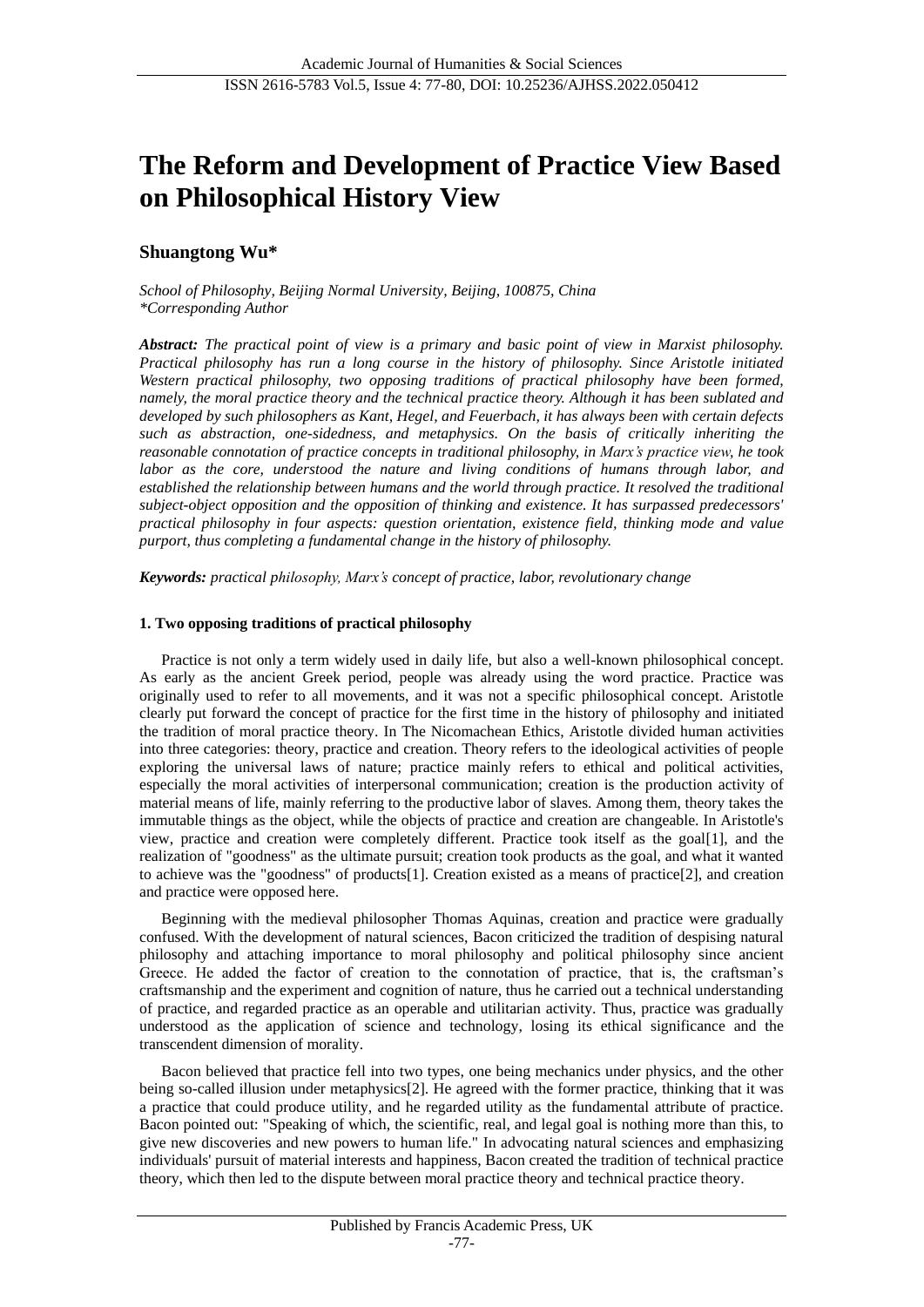# The Reform and Development of Practice View Based on Philosophical History View

**Shuangtong Wu***

*School of Philosophy, Beijing Normal University, Beijing, 100875, China*
*\*Corresponding Author*

***Abstract:** The practical point of view is a primary and basic point of view in Marxist philosophy. Practical philosophy has run a long course in the history of philosophy. Since Aristotle initiated Western practical philosophy, two opposing traditions of practical philosophy have been formed, namely, the moral practice theory and the technical practice theory. Although it has been sublated and developed by such philosophers as Kant, Hegel, and Feuerbach, it has always been with certain defects such as abstraction, one-sidedness, and metaphysics. On the basis of critically inheriting the reasonable connotation of practice concepts in traditional philosophy, in Marx's practice view, he took labor as the core, understood the nature and living conditions of humans through labor, and established the relationship between humans and the world through practice. It resolved the traditional subject-object opposition and the opposition of thinking and existence. It has surpassed predecessors' practical philosophy in four aspects: question orientation, existence field, thinking mode and value purport, thus completing a fundamental change in the history of philosophy.*

***Keywords:** practical philosophy, Marx's concept of practice, labor, revolutionary change*

## 1. Two opposing traditions of practical philosophy

Practice is not only a term widely used in daily life, but also a well-known philosophical concept. As early as the ancient Greek period, people was already using the word practice. Practice was originally used to refer to all movements, and it was not a specific philosophical concept. Aristotle clearly put forward the concept of practice for the first time in the history of philosophy and initiated the tradition of moral practice theory. In The Nicomachean Ethics, Aristotle divided human activities into three categories: theory, practice and creation. Theory refers to the ideological activities of people exploring the universal laws of nature; practice mainly refers to ethical and political activities, especially the moral activities of interpersonal communication; creation is the production activity of material means of life, mainly referring to the productive labor of slaves. Among them, theory takes the immutable things as the object, while the objects of practice and creation are changeable. In Aristotle's view, practice and creation were completely different. Practice took itself as the goal[1], and the realization of "goodness" as the ultimate pursuit; creation took products as the goal, and what it wanted to achieve was the "goodness" of products[1]. Creation existed as a means of practice[2], and creation and practice were opposed here.

Beginning with the medieval philosopher Thomas Aquinas, creation and practice were gradually confused. With the development of natural sciences, Bacon criticized the tradition of despising natural philosophy and attaching importance to moral philosophy and political philosophy since ancient Greece. He added the factor of creation to the connotation of practice, that is, the craftsman's craftsmanship and the experiment and cognition of nature, thus he carried out a technical understanding of practice, and regarded practice as an operable and utilitarian activity. Thus, practice was gradually understood as the application of science and technology, losing its ethical significance and the transcendent dimension of morality.

Bacon believed that practice fell into two types, one being mechanics under physics, and the other being so-called illusion under metaphysics[2]. He agreed with the former practice, thinking that it was a practice that could produce utility, and he regarded utility as the fundamental attribute of practice. Bacon pointed out: "Speaking of which, the scientific, real, and legal goal is nothing more than this, to give new discoveries and new powers to human life." In advocating natural sciences and emphasizing individuals' pursuit of material interests and happiness, Bacon created the tradition of technical practice theory, which then led to the dispute between moral practice theory and technical practice theory.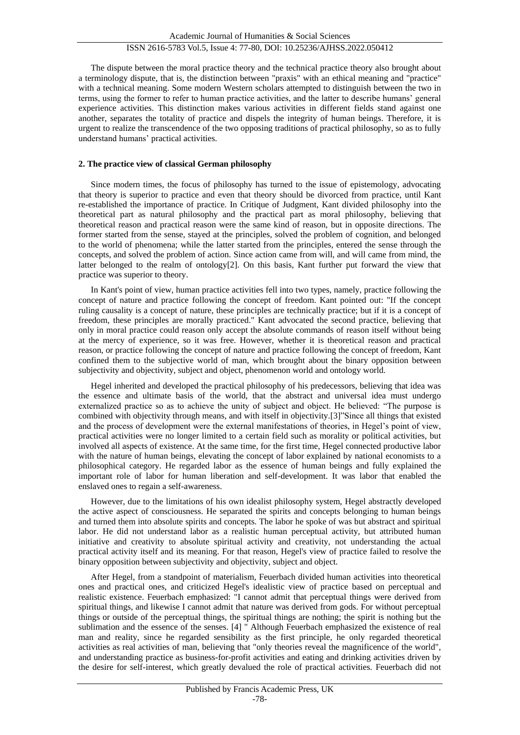The dispute between the moral practice theory and the technical practice theory also brought about a terminology dispute, that is, the distinction between "praxis" with an ethical meaning and "practice" with a technical meaning. Some modern Western scholars attempted to distinguish between the two in terms, using the former to refer to human practice activities, and the latter to describe humans' general experience activities. This distinction makes various activities in different fields stand against one another, separates the totality of practice and dispels the integrity of human beings. Therefore, it is urgent to realize the transcendence of the two opposing traditions of practical philosophy, so as to fully understand humans' practical activities.

## 2. The practice view of classical German philosophy

Since modern times, the focus of philosophy has turned to the issue of epistemology, advocating that theory is superior to practice and even that theory should be divorced from practice, until Kant re-established the importance of practice. In Critique of Judgment, Kant divided philosophy into the theoretical part as natural philosophy and the practical part as moral philosophy, believing that theoretical reason and practical reason were the same kind of reason, but in opposite directions. The former started from the sense, stayed at the principles, solved the problem of cognition, and belonged to the world of phenomena; while the latter started from the principles, entered the sense through the concepts, and solved the problem of action. Since action came from will, and will came from mind, the latter belonged to the realm of ontology[2]. On this basis, Kant further put forward the view that practice was superior to theory.

In Kant's point of view, human practice activities fell into two types, namely, practice following the concept of nature and practice following the concept of freedom. Kant pointed out: "If the concept ruling causality is a concept of nature, these principles are technically practice; but if it is a concept of freedom, these principles are morally practiced." Kant advocated the second practice, believing that only in moral practice could reason only accept the absolute commands of reason itself without being at the mercy of experience, so it was free. However, whether it is theoretical reason and practical reason, or practice following the concept of nature and practice following the concept of freedom, Kant confined them to the subjective world of man, which brought about the binary opposition between subjectivity and objectivity, subject and object, phenomenon world and ontology world.

Hegel inherited and developed the practical philosophy of his predecessors, believing that idea was the essence and ultimate basis of the world, that the abstract and universal idea must undergo externalized practice so as to achieve the unity of subject and object. He believed: "The purpose is combined with objectivity through means, and with itself in objectivity.[3]"Since all things that existed and the process of development were the external manifestations of theories, in Hegel's point of view, practical activities were no longer limited to a certain field such as morality or political activities, but involved all aspects of existence. At the same time, for the first time, Hegel connected productive labor with the nature of human beings, elevating the concept of labor explained by national economists to a philosophical category. He regarded labor as the essence of human beings and fully explained the important role of labor for human liberation and self-development. It was labor that enabled the enslaved ones to regain a self-awareness.

However, due to the limitations of his own idealist philosophy system, Hegel abstractly developed the active aspect of consciousness. He separated the spirits and concepts belonging to human beings and turned them into absolute spirits and concepts. The labor he spoke of was but abstract and spiritual labor. He did not understand labor as a realistic human perceptual activity, but attributed human initiative and creativity to absolute spiritual activity and creativity, not understanding the actual practical activity itself and its meaning. For that reason, Hegel's view of practice failed to resolve the binary opposition between subjectivity and objectivity, subject and object.

After Hegel, from a standpoint of materialism, Feuerbach divided human activities into theoretical ones and practical ones, and criticized Hegel's idealistic view of practice based on perceptual and realistic existence. Feuerbach emphasized: "I cannot admit that perceptual things were derived from spiritual things, and likewise I cannot admit that nature was derived from gods. For without perceptual things or outside of the perceptual things, the spiritual things are nothing; the spirit is nothing but the sublimation and the essence of the senses. [4] " Although Feuerbach emphasized the existence of real man and reality, since he regarded sensibility as the first principle, he only regarded theoretical activities as real activities of man, believing that "only theories reveal the magnificence of the world", and understanding practice as business-for-profit activities and eating and drinking activities driven by the desire for self-interest, which greatly devalued the role of practical activities. Feuerbach did not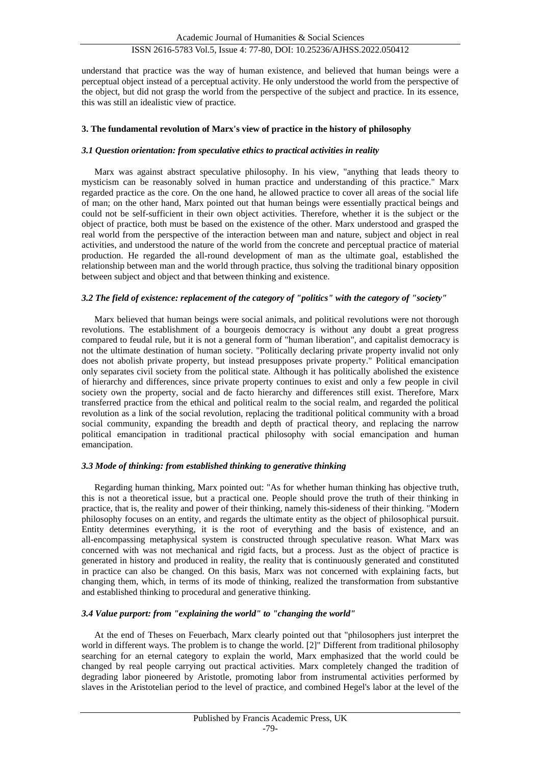understand that practice was the way of human existence, and believed that human beings were a perceptual object instead of a perceptual activity. He only understood the world from the perspective of the object, but did not grasp the world from the perspective of the subject and practice. In its essence, this was still an idealistic view of practice.

## 3. The fundamental revolution of Marx's view of practice in the history of philosophy

### *3.1 Question orientation: from speculative ethics to practical activities in reality*

Marx was against abstract speculative philosophy. In his view, "anything that leads theory to mysticism can be reasonably solved in human practice and understanding of this practice." Marx regarded practice as the core. On the one hand, he allowed practice to cover all areas of the social life of man; on the other hand, Marx pointed out that human beings were essentially practical beings and could not be self-sufficient in their own object activities. Therefore, whether it is the subject or the object of practice, both must be based on the existence of the other. Marx understood and grasped the real world from the perspective of the interaction between man and nature, subject and object in real activities, and understood the nature of the world from the concrete and perceptual practice of material production. He regarded the all-round development of man as the ultimate goal, established the relationship between man and the world through practice, thus solving the traditional binary opposition between subject and object and that between thinking and existence.

### *3.2 The field of existence: replacement of the category of "politics" with the category of "society"*

Marx believed that human beings were social animals, and political revolutions were not thorough revolutions. The establishment of a bourgeois democracy is without any doubt a great progress compared to feudal rule, but it is not a general form of "human liberation", and capitalist democracy is not the ultimate destination of human society. "Politically declaring private property invalid not only does not abolish private property, but instead presupposes private property." Political emancipation only separates civil society from the political state. Although it has politically abolished the existence of hierarchy and differences, since private property continues to exist and only a few people in civil society own the property, social and de facto hierarchy and differences still exist. Therefore, Marx transferred practice from the ethical and political realm to the social realm, and regarded the political revolution as a link of the social revolution, replacing the traditional political community with a broad social community, expanding the breadth and depth of practical theory, and replacing the narrow political emancipation in traditional practical philosophy with social emancipation and human emancipation.

### *3.3 Mode of thinking: from established thinking to generative thinking*

Regarding human thinking, Marx pointed out: "As for whether human thinking has objective truth, this is not a theoretical issue, but a practical one. People should prove the truth of their thinking in practice, that is, the reality and power of their thinking, namely this-sideness of their thinking. "Modern philosophy focuses on an entity, and regards the ultimate entity as the object of philosophical pursuit. Entity determines everything, it is the root of everything and the basis of existence, and an all-encompassing metaphysical system is constructed through speculative reason. What Marx was concerned with was not mechanical and rigid facts, but a process. Just as the object of practice is generated in history and produced in reality, the reality that is continuously generated and constituted in practice can also be changed. On this basis, Marx was not concerned with explaining facts, but changing them, which, in terms of its mode of thinking, realized the transformation from substantive and established thinking to procedural and generative thinking.

### *3.4 Value purport: from "explaining the world" to "changing the world"*

At the end of Theses on Feuerbach, Marx clearly pointed out that "philosophers just interpret the world in different ways. The problem is to change the world. [2]" Different from traditional philosophy searching for an eternal category to explain the world, Marx emphasized that the world could be changed by real people carrying out practical activities. Marx completely changed the tradition of degrading labor pioneered by Aristotle, promoting labor from instrumental activities performed by slaves in the Aristotelian period to the level of practice, and combined Hegel's labor at the level of the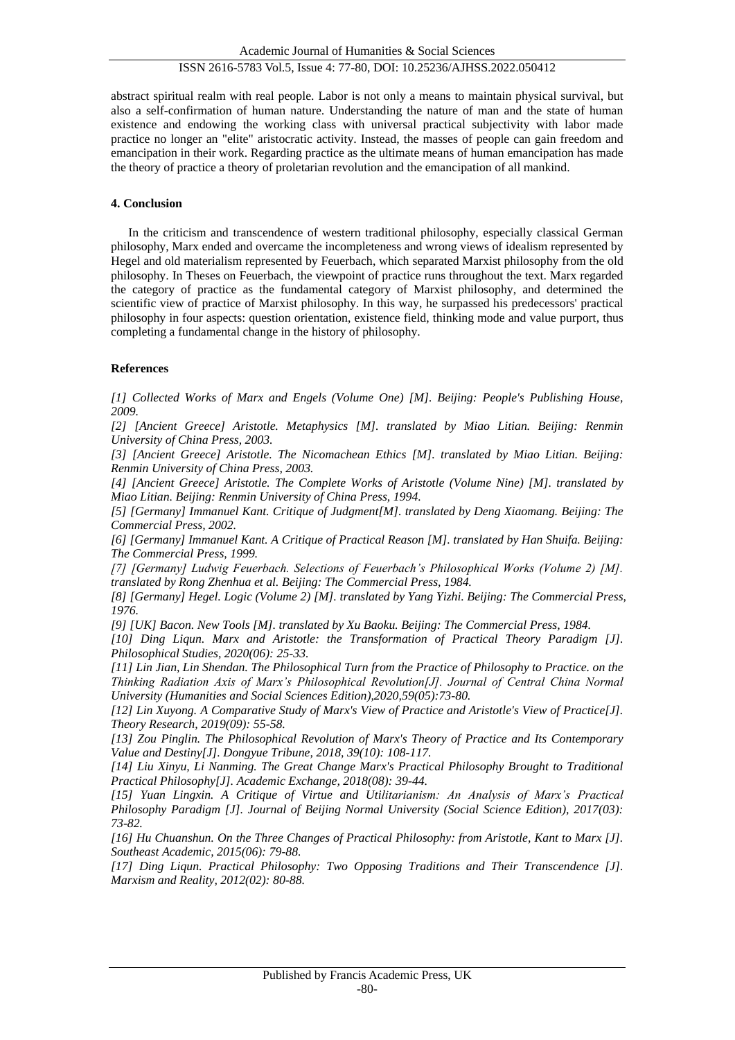abstract spiritual realm with real people. Labor is not only a means to maintain physical survival, but also a self-confirmation of human nature. Understanding the nature of man and the state of human existence and endowing the working class with universal practical subjectivity with labor made practice no longer an "elite" aristocratic activity. Instead, the masses of people can gain freedom and emancipation in their work. Regarding practice as the ultimate means of human emancipation has made the theory of practice a theory of proletarian revolution and the emancipation of all mankind.

## 4. Conclusion

In the criticism and transcendence of western traditional philosophy, especially classical German philosophy, Marx ended and overcame the incompleteness and wrong views of idealism represented by Hegel and old materialism represented by Feuerbach, which separated Marxist philosophy from the old philosophy. In Theses on Feuerbach, the viewpoint of practice runs throughout the text. Marx regarded the category of practice as the fundamental category of Marxist philosophy, and determined the scientific view of practice of Marxist philosophy. In this way, he surpassed his predecessors' practical philosophy in four aspects: question orientation, existence field, thinking mode and value purport, thus completing a fundamental change in the history of philosophy.

## References

*[1] Collected Works of Marx and Engels (Volume One) [M]. Beijing: People's Publishing House, 2009.*

*[2] [Ancient Greece] Aristotle. Metaphysics [M]. translated by Miao Litian. Beijing: Renmin University of China Press, 2003.*

*[3] [Ancient Greece] Aristotle. The Nicomachean Ethics [M]. translated by Miao Litian. Beijing: Renmin University of China Press, 2003.*

*[4] [Ancient Greece] Aristotle. The Complete Works of Aristotle (Volume Nine) [M]. translated by Miao Litian. Beijing: Renmin University of China Press, 1994.*

*[5] [Germany] Immanuel Kant. Critique of Judgment[M]. translated by Deng Xiaomang. Beijing: The Commercial Press, 2002.*

*[6] [Germany] Immanuel Kant. A Critique of Practical Reason [M]. translated by Han Shuifa. Beijing: The Commercial Press, 1999.*

*[7] [Germany] Ludwig Feuerbach. Selections of Feuerbach's Philosophical Works (Volume 2) [M]. translated by Rong Zhenhua et al. Beijing: The Commercial Press, 1984.*

*[8] [Germany] Hegel. Logic (Volume 2) [M]. translated by Yang Yizhi. Beijing: The Commercial Press, 1976.*

*[9] [UK] Bacon. New Tools [M]. translated by Xu Baoku. Beijing: The Commercial Press, 1984.*

*[10] Ding Liqun. Marx and Aristotle: the Transformation of Practical Theory Paradigm [J]. Philosophical Studies, 2020(06): 25-33.*

*[11] Lin Jian, Lin Shendan. The Philosophical Turn from the Practice of Philosophy to Practice. on the Thinking Radiation Axis of Marx's Philosophical Revolution[J]. Journal of Central China Normal University (Humanities and Social Sciences Edition),2020,59(05):73-80.*

*[12] Lin Xuyong. A Comparative Study of Marx's View of Practice and Aristotle's View of Practice[J]. Theory Research, 2019(09): 55-58.*

*[13] Zou Pinglin. The Philosophical Revolution of Marx's Theory of Practice and Its Contemporary Value and Destiny[J]. Dongyue Tribune, 2018, 39(10): 108-117.*

*[14] Liu Xinyu, Li Nanming. The Great Change Marx's Practical Philosophy Brought to Traditional Practical Philosophy[J]. Academic Exchange, 2018(08): 39-44.*

*[15] Yuan Lingxin. A Critique of Virtue and Utilitarianism: An Analysis of Marx's Practical Philosophy Paradigm [J]. Journal of Beijing Normal University (Social Science Edition), 2017(03): 73-82.*

*[16] Hu Chuanshun. On the Three Changes of Practical Philosophy: from Aristotle, Kant to Marx [J]. Southeast Academic, 2015(06): 79-88.*

*[17] Ding Liqun. Practical Philosophy: Two Opposing Traditions and Their Transcendence [J]. Marxism and Reality, 2012(02): 80-88.*